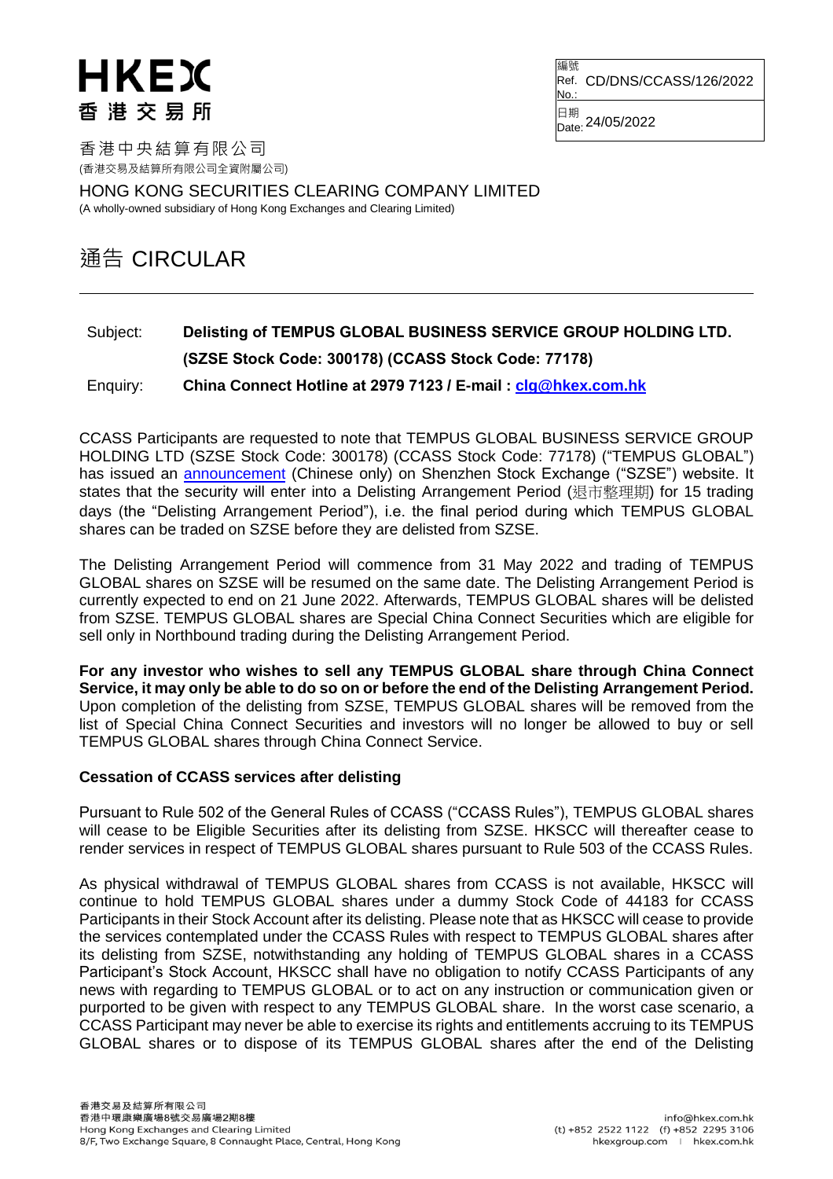HKEX
香港交易所

| 編號 Ref. No.: | CD/DNS/CCASS/126/2022 |
| --- | --- |
| 日期 Date: | 24/05/2022 |

香港中央結算有限公司
(香港交易及結算所有限公司全資附屬公司)

HONG KONG SECURITIES CLEARING COMPANY LIMITED
(A wholly-owned subsidiary of Hong Kong Exchanges and Clearing Limited)

# 通告 CIRCULAR

Subject: **Delisting of TEMPUS GLOBAL BUSINESS SERVICE GROUP HOLDING LTD. (SZSE Stock Code: 300178) (CCASS Stock Code: 77178)**

Enquiry: **China Connect Hotline at 2979 7123 / E-mail : clg@hkex.com.hk**

CCASS Participants are requested to note that TEMPUS GLOBAL BUSINESS SERVICE GROUP HOLDING LTD (SZSE Stock Code: 300178) (CCASS Stock Code: 77178) ("TEMPUS GLOBAL") has issued an announcement (Chinese only) on Shenzhen Stock Exchange ("SZSE") website. It states that the security will enter into a Delisting Arrangement Period (退市整理期) for 15 trading days (the "Delisting Arrangement Period"), i.e. the final period during which TEMPUS GLOBAL shares can be traded on SZSE before they are delisted from SZSE.

The Delisting Arrangement Period will commence from 31 May 2022 and trading of TEMPUS GLOBAL shares on SZSE will be resumed on the same date. The Delisting Arrangement Period is currently expected to end on 21 June 2022. Afterwards, TEMPUS GLOBAL shares will be delisted from SZSE. TEMPUS GLOBAL shares are Special China Connect Securities which are eligible for sell only in Northbound trading during the Delisting Arrangement Period.

**For any investor who wishes to sell any TEMPUS GLOBAL share through China Connect Service, it may only be able to do so on or before the end of the Delisting Arrangement Period.** Upon completion of the delisting from SZSE, TEMPUS GLOBAL shares will be removed from the list of Special China Connect Securities and investors will no longer be allowed to buy or sell TEMPUS GLOBAL shares through China Connect Service.

**Cessation of CCASS services after delisting**

Pursuant to Rule 502 of the General Rules of CCASS ("CCASS Rules"), TEMPUS GLOBAL shares will cease to be Eligible Securities after its delisting from SZSE. HKSCC will thereafter cease to render services in respect of TEMPUS GLOBAL shares pursuant to Rule 503 of the CCASS Rules.

As physical withdrawal of TEMPUS GLOBAL shares from CCASS is not available, HKSCC will continue to hold TEMPUS GLOBAL shares under a dummy Stock Code of 44183 for CCASS Participants in their Stock Account after its delisting. Please note that as HKSCC will cease to provide the services contemplated under the CCASS Rules with respect to TEMPUS GLOBAL shares after its delisting from SZSE, notwithstanding any holding of TEMPUS GLOBAL shares in a CCASS Participant's Stock Account, HKSCC shall have no obligation to notify CCASS Participants of any news with regarding to TEMPUS GLOBAL or to act on any instruction or communication given or purported to be given with respect to any TEMPUS GLOBAL share. In the worst case scenario, a CCASS Participant may never be able to exercise its rights and entitlements accruing to its TEMPUS GLOBAL shares or to dispose of its TEMPUS GLOBAL shares after the end of the Delisting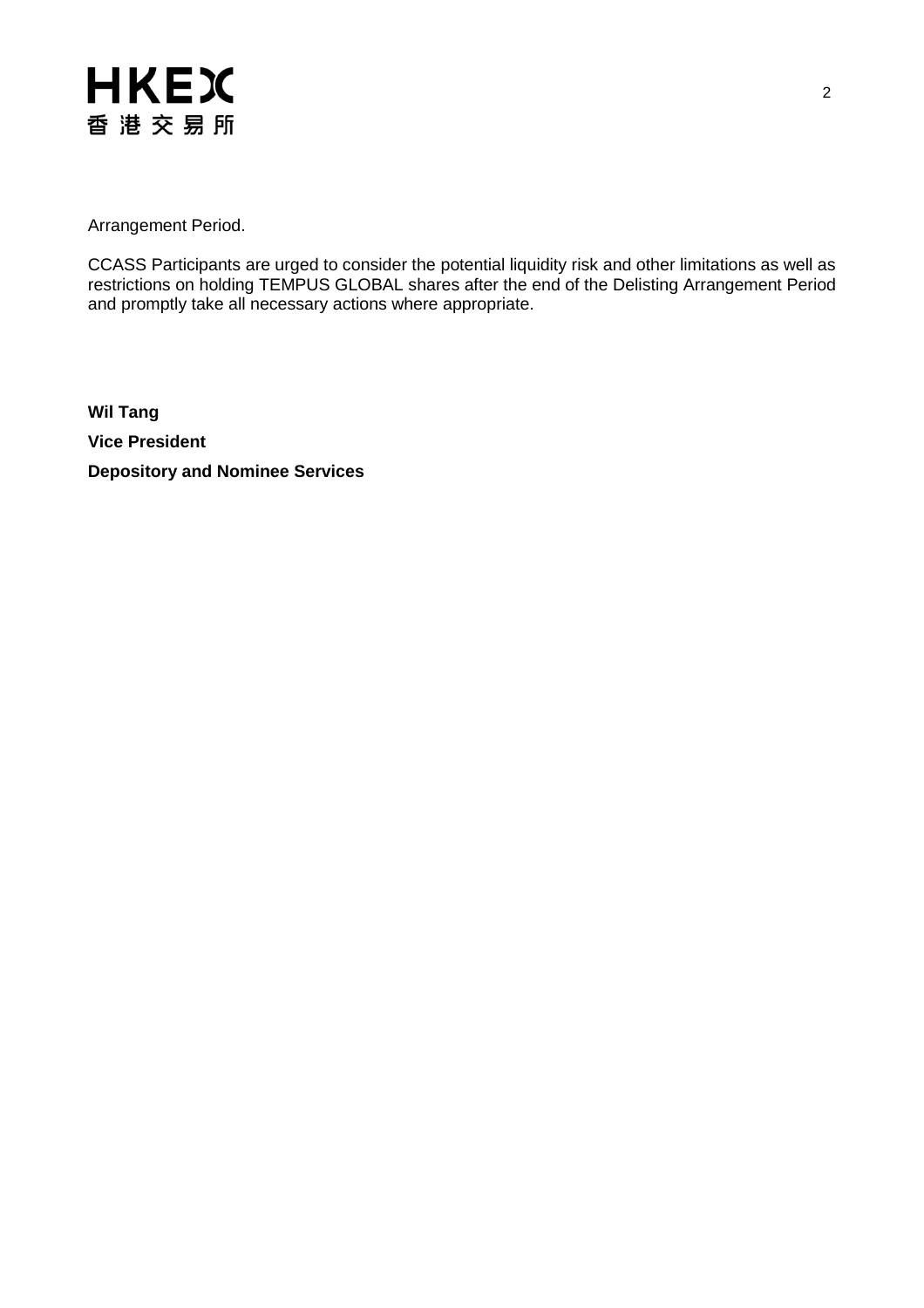Arrangement Period.

CCASS Participants are urged to consider the potential liquidity risk and other limitations as well as restrictions on holding TEMPUS GLOBAL shares after the end of the Delisting Arrangement Period and promptly take all necessary actions where appropriate.

**Wil Tang**

**Vice President**

**Depository and Nominee Services**